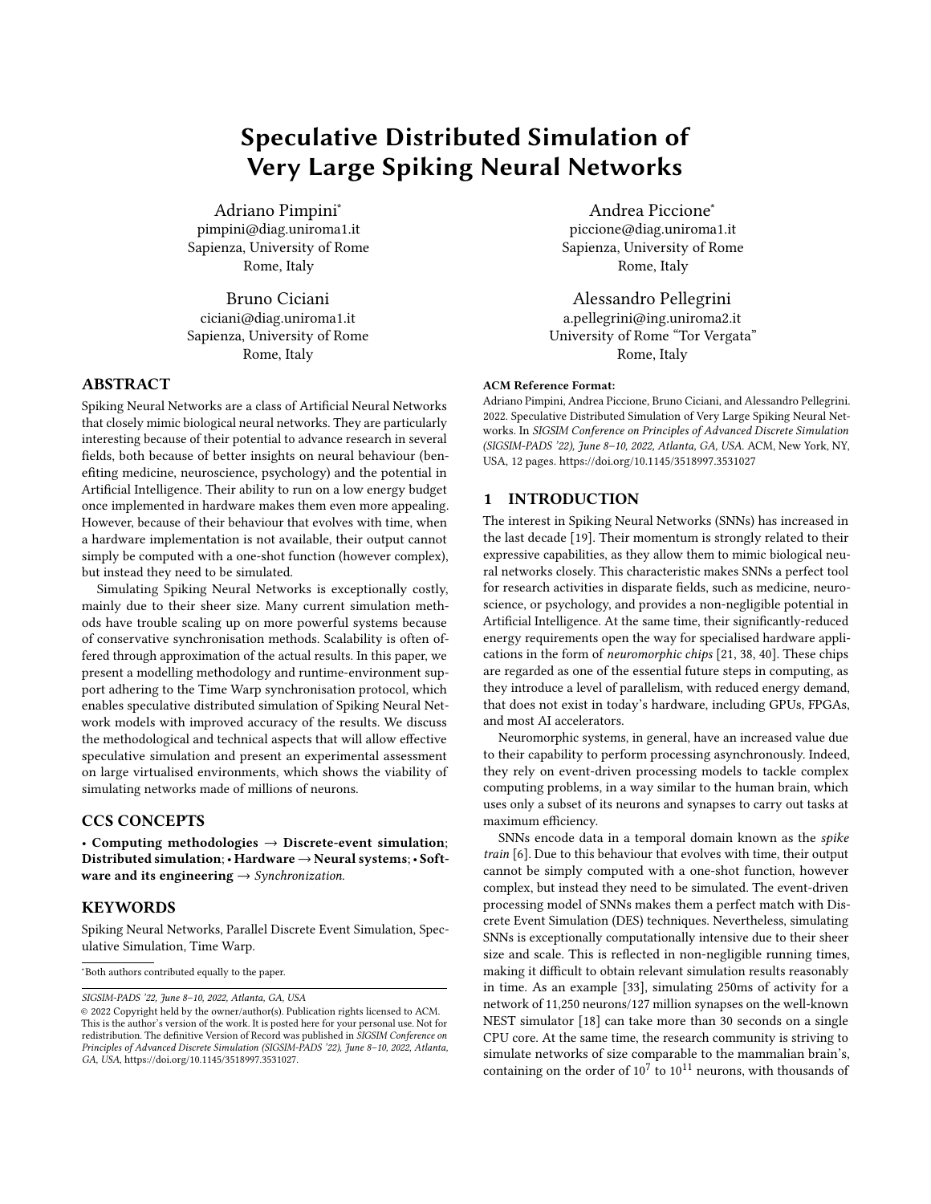# Speculative Distributed Simulation of Very Large Spiking Neural Networks

Adriano Pimpini*
pimpini@diag.uniroma1.it
Sapienza, University of Rome
Rome, Italy

Andrea Piccione*
piccione@diag.uniroma1.it
Sapienza, University of Rome
Rome, Italy

Bruno Ciciani
ciciani@diag.uniroma1.it
Sapienza, University of Rome
Rome, Italy

Alessandro Pellegrini
a.pellegrini@ing.uniroma2.it
University of Rome "Tor Vergata"
Rome, Italy

## ABSTRACT

Spiking Neural Networks are a class of Artificial Neural Networks that closely mimic biological neural networks. They are particularly interesting because of their potential to advance research in several fields, both because of better insights on neural behaviour (benefiting medicine, neuroscience, psychology) and the potential in Artificial Intelligence. Their ability to run on a low energy budget once implemented in hardware makes them even more appealing. However, because of their behaviour that evolves with time, when a hardware implementation is not available, their output cannot simply be computed with a one-shot function (however complex), but instead they need to be simulated.

Simulating Spiking Neural Networks is exceptionally costly, mainly due to their sheer size. Many current simulation methods have trouble scaling up on more powerful systems because of conservative synchronisation methods. Scalability is often offered through approximation of the actual results. In this paper, we present a modelling methodology and runtime-environment support adhering to the Time Warp synchronisation protocol, which enables speculative distributed simulation of Spiking Neural Network models with improved accuracy of the results. We discuss the methodological and technical aspects that will allow effective speculative simulation and present an experimental assessment on large virtualised environments, which shows the viability of simulating networks made of millions of neurons.

## CCS CONCEPTS

• **Computing methodologies** → **Discrete-event simulation**; **Distributed simulation**; • **Hardware** → **Neural systems**; • **Software and its engineering** → *Synchronization*.

## KEYWORDS

Spiking Neural Networks, Parallel Discrete Event Simulation, Speculative Simulation, Time Warp.

*Both authors contributed equally to the paper.

*SIGSIM-PADS '22, June 8–10, 2022, Atlanta, GA, USA*
© 2022 Copyright held by the owner/author(s). Publication rights licensed to ACM. This is the author's version of the work. It is posted here for your personal use. Not for redistribution. The definitive Version of Record was published in *SIGSIM Conference on Principles of Advanced Discrete Simulation (SIGSIM-PADS '22), June 8–10, 2022, Atlanta, GA, USA*, https://doi.org/10.1145/3518997.3531027.

**ACM Reference Format:**
Adriano Pimpini, Andrea Piccione, Bruno Ciciani, and Alessandro Pellegrini. 2022. Speculative Distributed Simulation of Very Large Spiking Neural Networks. In *SIGSIM Conference on Principles of Advanced Discrete Simulation (SIGSIM-PADS '22), June 8–10, 2022, Atlanta, GA, USA.* ACM, New York, NY, USA, 12 pages. https://doi.org/10.1145/3518997.3531027

## 1 INTRODUCTION

The interest in Spiking Neural Networks (SNNs) has increased in the last decade [19]. Their momentum is strongly related to their expressive capabilities, as they allow them to mimic biological neural networks closely. This characteristic makes SNNs a perfect tool for research activities in disparate fields, such as medicine, neuroscience, or psychology, and provides a non-negligible potential in Artificial Intelligence. At the same time, their significantly-reduced energy requirements open the way for specialised hardware applications in the form of *neuromorphic chips* [21, 38, 40]. These chips are regarded as one of the essential future steps in computing, as they introduce a level of parallelism, with reduced energy demand, that does not exist in today's hardware, including GPUs, FPGAs, and most AI accelerators.

Neuromorphic systems, in general, have an increased value due to their capability to perform processing asynchronously. Indeed, they rely on event-driven processing models to tackle complex computing problems, in a way similar to the human brain, which uses only a subset of its neurons and synapses to carry out tasks at maximum efficiency.

SNNs encode data in a temporal domain known as the *spike train* [6]. Due to this behaviour that evolves with time, their output cannot be simply computed with a one-shot function, however complex, but instead they need to be simulated. The event-driven processing model of SNNs makes them a perfect match with Discrete Event Simulation (DES) techniques. Nevertheless, simulating SNNs is exceptionally computationally intensive due to their sheer size and scale. This is reflected in non-negligible running times, making it difficult to obtain relevant simulation results reasonably in time. As an example [33], simulating 250ms of activity for a network of 11,250 neurons/127 million synapses on the well-known NEST simulator [18] can take more than 30 seconds on a single CPU core. At the same time, the research community is striving to simulate networks of size comparable to the mammalian brain's, containing on the order of $10^7$ to $10^{11}$ neurons, with thousands of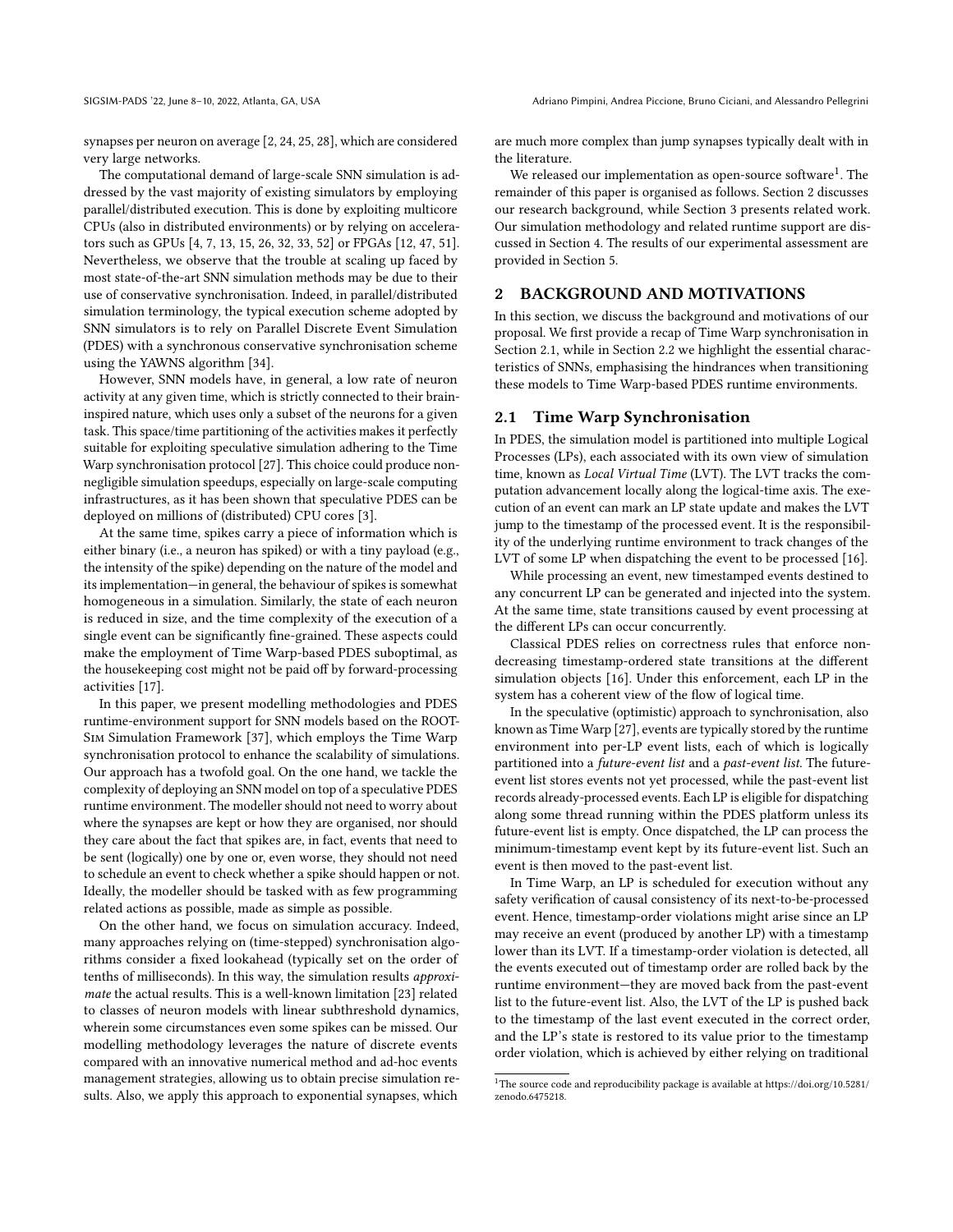synapses per neuron on average [2, 24, 25, 28], which are considered very large networks.

The computational demand of large-scale SNN simulation is addressed by the vast majority of existing simulators by employing parallel/distributed execution. This is done by exploiting multicore CPUs (also in distributed environments) or by relying on accelerators such as GPUs [4, 7, 13, 15, 26, 32, 33, 52] or FPGAs [12, 47, 51]. Nevertheless, we observe that the trouble at scaling up faced by most state-of-the-art SNN simulation methods may be due to their use of conservative synchronisation. Indeed, in parallel/distributed simulation terminology, the typical execution scheme adopted by SNN simulators is to rely on Parallel Discrete Event Simulation (PDES) with a synchronous conservative synchronisation scheme using the YAWNS algorithm [34].

However, SNN models have, in general, a low rate of neuron activity at any given time, which is strictly connected to their brain-inspired nature, which uses only a subset of the neurons for a given task. This space/time partitioning of the activities makes it perfectly suitable for exploiting speculative simulation adhering to the Time Warp synchronisation protocol [27]. This choice could produce non-negligible simulation speedups, especially on large-scale computing infrastructures, as it has been shown that speculative PDES can be deployed on millions of (distributed) CPU cores [3].

At the same time, spikes carry a piece of information which is either binary (i.e., a neuron has spiked) or with a tiny payload (e.g., the intensity of the spike) depending on the nature of the model and its implementation—in general, the behaviour of spikes is somewhat homogeneous in a simulation. Similarly, the state of each neuron is reduced in size, and the time complexity of the execution of a single event can be significantly fine-grained. These aspects could make the employment of Time Warp-based PDES suboptimal, as the housekeeping cost might not be paid off by forward-processing activities [17].

In this paper, we present modelling methodologies and PDES runtime-environment support for SNN models based on the ROOT-Sim Simulation Framework [37], which employs the Time Warp synchronisation protocol to enhance the scalability of simulations. Our approach has a twofold goal. On the one hand, we tackle the complexity of deploying an SNN model on top of a speculative PDES runtime environment. The modeller should not need to worry about where the synapses are kept or how they are organised, nor should they care about the fact that spikes are, in fact, events that need to be sent (logically) one by one or, even worse, they should not need to schedule an event to check whether a spike should happen or not. Ideally, the modeller should be tasked with as few programming related actions as possible, made as simple as possible.

On the other hand, we focus on simulation accuracy. Indeed, many approaches relying on (time-stepped) synchronisation algorithms consider a fixed lookahead (typically set on the order of tenths of milliseconds). In this way, the simulation results *approximate* the actual results. This is a well-known limitation [23] related to classes of neuron models with linear subthreshold dynamics, wherein some circumstances even some spikes can be missed. Our modelling methodology leverages the nature of discrete events compared with an innovative numerical method and ad-hoc events management strategies, allowing us to obtain precise simulation results. Also, we apply this approach to exponential synapses, which are much more complex than jump synapses typically dealt with in the literature.

We released our implementation as open-source software[1]. The remainder of this paper is organised as follows. Section 2 discusses our research background, while Section 3 presents related work. Our simulation methodology and related runtime support are discussed in Section 4. The results of our experimental assessment are provided in Section 5.

## 2 BACKGROUND AND MOTIVATIONS

In this section, we discuss the background and motivations of our proposal. We first provide a recap of Time Warp synchronisation in Section 2.1, while in Section 2.2 we highlight the essential characteristics of SNNs, emphasising the hindrances when transitioning these models to Time Warp-based PDES runtime environments.

### 2.1 Time Warp Synchronisation

In PDES, the simulation model is partitioned into multiple Logical Processes (LPs), each associated with its own view of simulation time, known as *Local Virtual Time* (LVT). The LVT tracks the computation advancement locally along the logical-time axis. The execution of an event can mark an LP state update and makes the LVT jump to the timestamp of the processed event. It is the responsibility of the underlying runtime environment to track changes of the LVT of some LP when dispatching the event to be processed [16].

While processing an event, new timestamped events destined to any concurrent LP can be generated and injected into the system. At the same time, state transitions caused by event processing at the different LPs can occur concurrently.

Classical PDES relies on correctness rules that enforce non-decreasing timestamp-ordered state transitions at the different simulation objects [16]. Under this enforcement, each LP in the system has a coherent view of the flow of logical time.

In the speculative (optimistic) approach to synchronisation, also known as Time Warp [27], events are typically stored by the runtime environment into per-LP event lists, each of which is logically partitioned into a *future-event list* and a *past-event list*. The future-event list stores events not yet processed, while the past-event list records already-processed events. Each LP is eligible for dispatching along some thread running within the PDES platform unless its future-event list is empty. Once dispatched, the LP can process the minimum-timestamp event kept by its future-event list. Such an event is then moved to the past-event list.

In Time Warp, an LP is scheduled for execution without any safety verification of causal consistency of its next-to-be-processed event. Hence, timestamp-order violations might arise since an LP may receive an event (produced by another LP) with a timestamp lower than its LVT. If a timestamp-order violation is detected, all the events executed out of timestamp order are rolled back by the runtime environment—they are moved back from the past-event list to the future-event list. Also, the LVT of the LP is pushed back to the timestamp of the last event executed in the correct order, and the LP's state is restored to its value prior to the timestamp order violation, which is achieved by either relying on traditional

[1] The source code and reproducibility package is available at https://doi.org/10.5281/zenodo.6475218.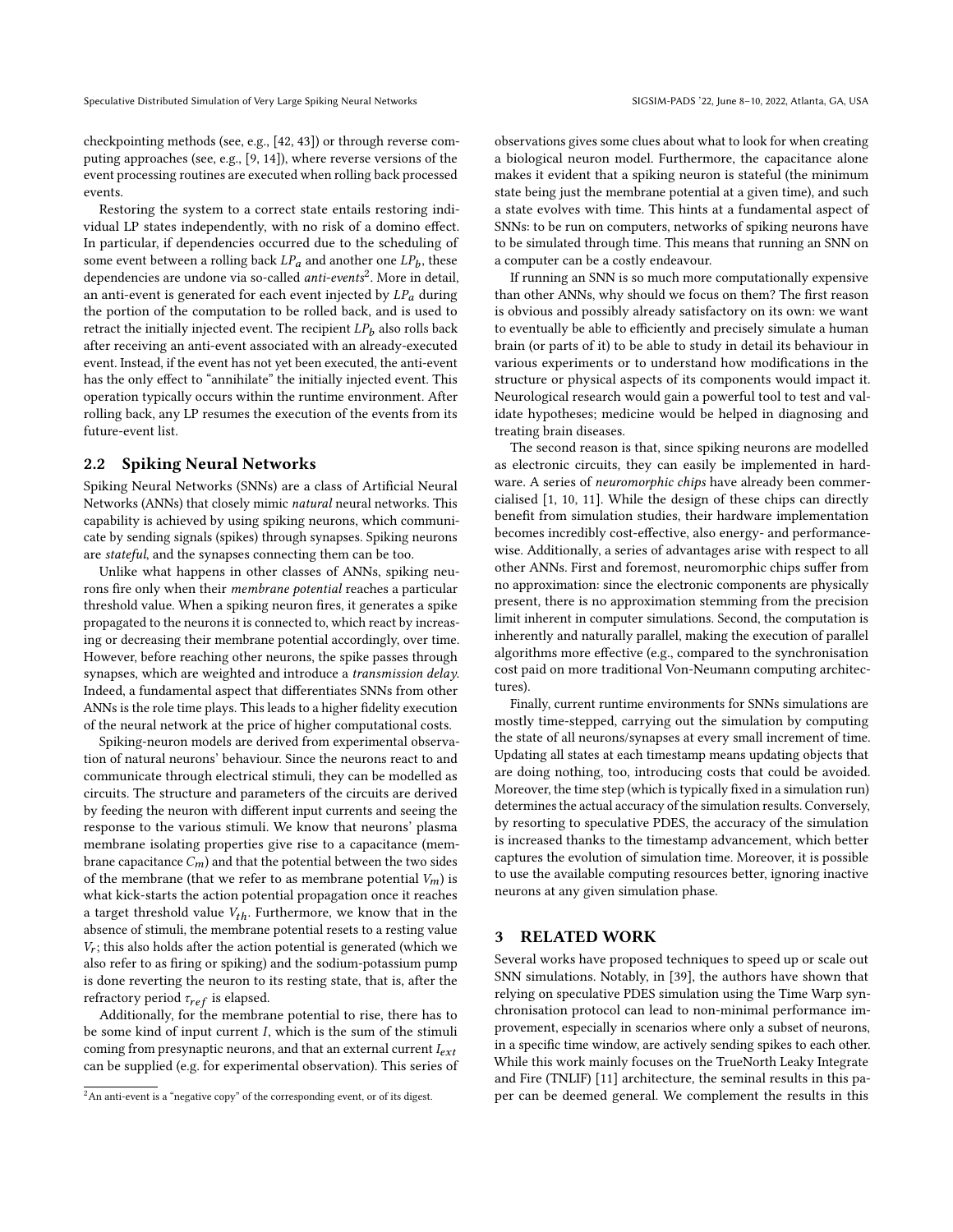checkpointing methods (see, e.g., [42, 43]) or through reverse computing approaches (see, e.g., [9, 14]), where reverse versions of the event processing routines are executed when rolling back processed events.

Restoring the system to a correct state entails restoring individual LP states independently, with no risk of a domino effect. In particular, if dependencies occurred due to the scheduling of some event between a rolling back $LP_a$ and another one $LP_b$, these dependencies are undone via so-called *anti-events*[2]. More in detail, an anti-event is generated for each event injected by $LP_a$ during the portion of the computation to be rolled back, and is used to retract the initially injected event. The recipient $LP_b$ also rolls back after receiving an anti-event associated with an already-executed event. Instead, if the event has not yet been executed, the anti-event has the only effect to "annihilate" the initially injected event. This operation typically occurs within the runtime environment. After rolling back, any LP resumes the execution of the events from its future-event list.

## 2.2 Spiking Neural Networks

Spiking Neural Networks (SNNs) are a class of Artificial Neural Networks (ANNs) that closely mimic *natural* neural networks. This capability is achieved by using spiking neurons, which communicate by sending signals (spikes) through synapses. Spiking neurons are *stateful*, and the synapses connecting them can be too.

Unlike what happens in other classes of ANNs, spiking neurons fire only when their *membrane potential* reaches a particular threshold value. When a spiking neuron fires, it generates a spike propagated to the neurons it is connected to, which react by increasing or decreasing their membrane potential accordingly, over time. However, before reaching other neurons, the spike passes through synapses, which are weighted and introduce a *transmission delay*. Indeed, a fundamental aspect that differentiates SNNs from other ANNs is the role time plays. This leads to a higher fidelity execution of the neural network at the price of higher computational costs.

Spiking-neuron models are derived from experimental observation of natural neurons' behaviour. Since the neurons react to and communicate through electrical stimuli, they can be modelled as circuits. The structure and parameters of the circuits are derived by feeding the neuron with different input currents and seeing the response to the various stimuli. We know that neurons' plasma membrane isolating properties give rise to a capacitance (membrane capacitance $C_m$) and that the potential between the two sides of the membrane (that we refer to as membrane potential $V_m$) is what kick-starts the action potential propagation once it reaches a target threshold value $V_{th}$. Furthermore, we know that in the absence of stimuli, the membrane potential resets to a resting value $V_r$; this also holds after the action potential is generated (which we also refer to as firing or spiking) and the sodium-potassium pump is done reverting the neuron to its resting state, that is, after the refractory period $\tau_{ref}$ is elapsed.

Additionally, for the membrane potential to rise, there has to be some kind of input current $I$, which is the sum of the stimuli coming from presynaptic neurons, and that an external current $I_{ext}$ can be supplied (e.g. for experimental observation). This series of observations gives some clues about what to look for when creating a biological neuron model. Furthermore, the capacitance alone makes it evident that a spiking neuron is stateful (the minimum state being just the membrane potential at a given time), and such a state evolves with time. This hints at a fundamental aspect of SNNs: to be run on computers, networks of spiking neurons have to be simulated through time. This means that running an SNN on a computer can be a costly endeavour.

If running an SNN is so much more computationally expensive than other ANNs, why should we focus on them? The first reason is obvious and possibly already satisfactory on its own: we want to eventually be able to efficiently and precisely simulate a human brain (or parts of it) to be able to study in detail its behaviour in various experiments or to understand how modifications in the structure or physical aspects of its components would impact it. Neurological research would gain a powerful tool to test and validate hypotheses; medicine would be helped in diagnosing and treating brain diseases.

The second reason is that, since spiking neurons are modelled as electronic circuits, they can easily be implemented in hardware. A series of *neuromorphic chips* have already been commercialised [1, 10, 11]. While the design of these chips can directly benefit from simulation studies, their hardware implementation becomes incredibly cost-effective, also energy- and performance-wise. Additionally, a series of advantages arise with respect to all other ANNs. First and foremost, neuromorphic chips suffer from no approximation: since the electronic components are physically present, there is no approximation stemming from the precision limit inherent in computer simulations. Second, the computation is inherently and naturally parallel, making the execution of parallel algorithms more effective (e.g., compared to the synchronisation cost paid on more traditional Von-Neumann computing architectures).

Finally, current runtime environments for SNNs simulations are mostly time-stepped, carrying out the simulation by computing the state of all neurons/synapses at every small increment of time. Updating all states at each timestamp means updating objects that are doing nothing, too, introducing costs that could be avoided. Moreover, the time step (which is typically fixed in a simulation run) determines the actual accuracy of the simulation results. Conversely, by resorting to speculative PDES, the accuracy of the simulation is increased thanks to the timestamp advancement, which better captures the evolution of simulation time. Moreover, it is possible to use the available computing resources better, ignoring inactive neurons at any given simulation phase.

# 3 RELATED WORK

Several works have proposed techniques to speed up or scale out SNN simulations. Notably, in [39], the authors have shown that relying on speculative PDES simulation using the Time Warp synchronisation protocol can lead to non-minimal performance improvement, especially in scenarios where only a subset of neurons, in a specific time window, are actively sending spikes to each other. While this work mainly focuses on the TrueNorth Leaky Integrate and Fire (TNLIF) [11] architecture, the seminal results in this paper can be deemed general. We complement the results in this

[2] An anti-event is a "negative copy" of the corresponding event, or of its digest.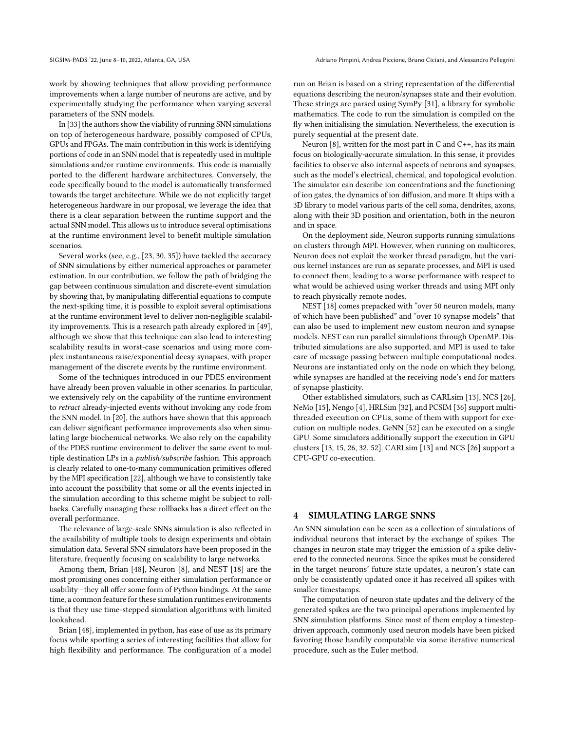work by showing techniques that allow providing performance improvements when a large number of neurons are active, and by experimentally studying the performance when varying several parameters of the SNN models.

In [33] the authors show the viability of running SNN simulations on top of heterogeneous hardware, possibly composed of CPUs, GPUs and FPGAs. The main contribution in this work is identifying portions of code in an SNN model that is repeatedly used in multiple simulations and/or runtime environments. This code is manually ported to the different hardware architectures. Conversely, the code specifically bound to the model is automatically transformed towards the target architecture. While we do not explicitly target heterogeneous hardware in our proposal, we leverage the idea that there is a clear separation between the runtime support and the actual SNN model. This allows us to introduce several optimisations at the runtime environment level to benefit multiple simulation scenarios.

Several works (see, e.g., [23, 30, 35]) have tackled the accuracy of SNN simulations by either numerical approaches or parameter estimation. In our contribution, we follow the path of bridging the gap between continuous simulation and discrete-event simulation by showing that, by manipulating differential equations to compute the next-spiking time, it is possible to exploit several optimisations at the runtime environment level to deliver non-negligible scalability improvements. This is a research path already explored in [49], although we show that this technique can also lead to interesting scalability results in worst-case scenarios and using more complex instantaneous raise/exponential decay synapses, with proper management of the discrete events by the runtime environment.

Some of the techniques introduced in our PDES environment have already been proven valuable in other scenarios. In particular, we extensively rely on the capability of the runtime environment to *retract* already-injected events without invoking any code from the SNN model. In [20], the authors have shown that this approach can deliver significant performance improvements also when simulating large biochemical networks. We also rely on the capability of the PDES runtime environment to deliver the same event to multiple destination LPs in a *publish/subscribe* fashion. This approach is clearly related to one-to-many communication primitives offered by the MPI specification [22], although we have to consistently take into account the possibility that some or all the events injected in the simulation according to this scheme might be subject to rollbacks. Carefully managing these rollbacks has a direct effect on the overall performance.

The relevance of large-scale SNNs simulation is also reflected in the availability of multiple tools to design experiments and obtain simulation data. Several SNN simulators have been proposed in the literature, frequently focusing on scalability to large networks.

Among them, Brian [48], Neuron [8], and NEST [18] are the most promising ones concerning either simulation performance or usability—they all offer some form of Python bindings. At the same time, a common feature for these simulation runtimes environments is that they use time-stepped simulation algorithms with limited lookahead.

Brian [48], implemented in python, has ease of use as its primary focus while sporting a series of interesting facilities that allow for high flexibility and performance. The configuration of a model run on Brian is based on a string representation of the differential equations describing the neuron/synapses state and their evolution. These strings are parsed using SymPy [31], a library for symbolic mathematics. The code to run the simulation is compiled on the fly when initialising the simulation. Nevertheless, the execution is purely sequential at the present date.

Neuron [8], written for the most part in C and C++, has its main focus on biologically-accurate simulation. In this sense, it provides facilities to observe also internal aspects of neurons and synapses, such as the model's electrical, chemical, and topological evolution. The simulator can describe ion concentrations and the functioning of ion gates, the dynamics of ion diffusion, and more. It ships with a 3D library to model various parts of the cell soma, dendrites, axons, along with their 3D position and orientation, both in the neuron and in space.

On the deployment side, Neuron supports running simulations on clusters through MPI. However, when running on multicores, Neuron does not exploit the worker thread paradigm, but the various kernel instances are run as separate processes, and MPI is used to connect them, leading to a worse performance with respect to what would be achieved using worker threads and using MPI only to reach physically remote nodes.

NEST [18] comes prepacked with "over 50 neuron models, many of which have been published" and "over 10 synapse models" that can also be used to implement new custom neuron and synapse models. NEST can run parallel simulations through OpenMP. Distributed simulations are also supported, and MPI is used to take care of message passing between multiple computational nodes. Neurons are instantiated only on the node on which they belong, while synapses are handled at the receiving node's end for matters of synapse plasticity.

Other established simulators, such as CARLsim [13], NCS [26], NeMo [15], Nengo [4], HRLSim [32], and PCSIM [36] support multithreaded execution on CPUs, some of them with support for execution on multiple nodes. GeNN [52] can be executed on a single GPU. Some simulators additionally support the execution in GPU clusters [13, 15, 26, 32, 52]. CARLsim [13] and NCS [26] support a CPU-GPU co-execution.

## 4 SIMULATING LARGE SNNS

An SNN simulation can be seen as a collection of simulations of individual neurons that interact by the exchange of spikes. The changes in neuron state may trigger the emission of a spike delivered to the connected neurons. Since the spikes must be considered in the target neurons' future state updates, a neuron's state can only be consistently updated once it has received all spikes with smaller timestamps.

The computation of neuron state updates and the delivery of the generated spikes are the two principal operations implemented by SNN simulation platforms. Since most of them employ a timestep-driven approach, commonly used neuron models have been picked favoring those handily computable via some iterative numerical procedure, such as the Euler method.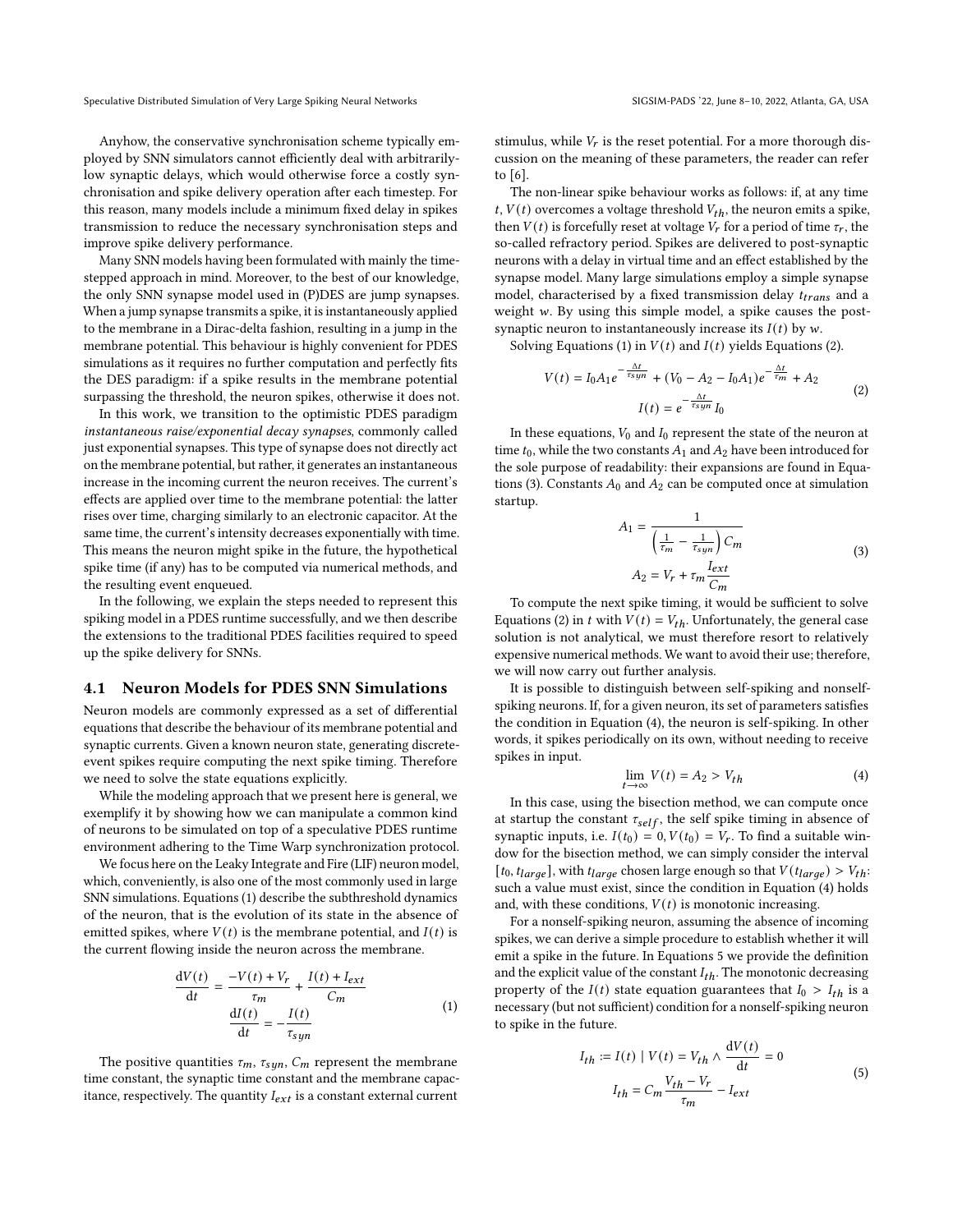Anyhow, the conservative synchronisation scheme typically employed by SNN simulators cannot efficiently deal with arbitrarily-low synaptic delays, which would otherwise force a costly synchronisation and spike delivery operation after each timestep. For this reason, many models include a minimum fixed delay in spikes transmission to reduce the necessary synchronisation steps and improve spike delivery performance.

Many SNN models having been formulated with mainly the time-stepped approach in mind. Moreover, to the best of our knowledge, the only SNN synapse model used in (P)DES are jump synapses. When a jump synapse transmits a spike, it is instantaneously applied to the membrane in a Dirac-delta fashion, resulting in a jump in the membrane potential. This behaviour is highly convenient for PDES simulations as it requires no further computation and perfectly fits the DES paradigm: if a spike results in the membrane potential surpassing the threshold, the neuron spikes, otherwise it does not.

In this work, we transition to the optimistic PDES paradigm *instantaneous raise/exponential decay synapses*, commonly called just exponential synapses. This type of synapse does not directly act on the membrane potential, but rather, it generates an instantaneous increase in the incoming current the neuron receives. The current's effects are applied over time to the membrane potential: the latter rises over time, charging similarly to an electronic capacitor. At the same time, the current's intensity decreases exponentially with time. This means the neuron might spike in the future, the hypothetical spike time (if any) has to be computed via numerical methods, and the resulting event enqueued.

In the following, we explain the steps needed to represent this spiking model in a PDES runtime successfully, and we then describe the extensions to the traditional PDES facilities required to speed up the spike delivery for SNNs.

## 4.1 Neuron Models for PDES SNN Simulations

Neuron models are commonly expressed as a set of differential equations that describe the behaviour of its membrane potential and synaptic currents. Given a known neuron state, generating discrete-event spikes require computing the next spike timing. Therefore we need to solve the state equations explicitly.

While the modeling approach that we present here is general, we exemplify it by showing how we can manipulate a common kind of neurons to be simulated on top of a speculative PDES runtime environment adhering to the Time Warp synchronization protocol.

We focus here on the Leaky Integrate and Fire (LIF) neuron model, which, conveniently, is also one of the most commonly used in large SNN simulations. Equations (1) describe the subthreshold dynamics of the neuron, that is the evolution of its state in the absence of emitted spikes, where $V(t)$ is the membrane potential, and $I(t)$ is the current flowing inside the neuron across the membrane.

$$
\begin{aligned}
\frac{\mathrm{d}V(t)}{\mathrm{d}t} &= \frac{-V(t) + V_r}{\tau_m} + \frac{I(t) + I_{ext}}{C_m} \\
\frac{\mathrm{d}I(t)}{\mathrm{d}t} &= -\frac{I(t)}{\tau_{syn}}
\end{aligned}
\tag{1}
$$

The positive quantities $\tau_m$, $\tau_{syn}$, $C_m$ represent the membrane time constant, the synaptic time constant and the membrane capacitance, respectively. The quantity $I_{ext}$ is a constant external current stimulus, while $V_r$ is the reset potential. For a more thorough discussion on the meaning of these parameters, the reader can refer to [6].

The non-linear spike behaviour works as follows: if, at any time $t$, $V(t)$ overcomes a voltage threshold $V_{th}$, the neuron emits a spike, then $V(t)$ is forcefully reset at voltage $V_r$ for a period of time $\tau_r$, the so-called refractory period. Spikes are delivered to post-synaptic neurons with a delay in virtual time and an effect established by the synapse model. Many large simulations employ a simple synapse model, characterised by a fixed transmission delay $t_{trans}$ and a weight $w$. By using this simple model, a spike causes the post-synaptic neuron to instantaneously increase its $I(t)$ by $w$.

Solving Equations (1) in $V(t)$ and $I(t)$ yields Equations (2).

$$
\begin{aligned}
V(t) &= I_0 A_1 e^{-\frac{\Delta t}{\tau_{syn}}} + (V_0 - A_2 - I_0 A_1) e^{-\frac{\Delta t}{\tau_m}} + A_2 \\
I(t) &= e^{-\frac{\Delta t}{\tau_{syn}}} I_0
\end{aligned}
\tag{2}
$$

In these equations, $V_0$ and $I_0$ represent the state of the neuron at time $t_0$, while the two constants $A_1$ and $A_2$ have been introduced for the sole purpose of readability: their expansions are found in Equations (3). Constants $A_0$ and $A_2$ can be computed once at simulation startup.

$$
\begin{aligned}
A_1 &= \frac{1}{\left(\frac{1}{\tau_m} - \frac{1}{\tau_{syn}}\right) C_m} \\
A_2 &= V_r + \tau_m \frac{I_{ext}}{C_m}
\end{aligned}
\tag{3}
$$

To compute the next spike timing, it would be sufficient to solve Equations (2) in $t$ with $V(t) = V_{th}$. Unfortunately, the general case solution is not analytical, we must therefore resort to relatively expensive numerical methods. We want to avoid their use; therefore, we will now carry out further analysis.

It is possible to distinguish between self-spiking and nonself-spiking neurons. If, for a given neuron, its set of parameters satisfies the condition in Equation (4), the neuron is self-spiking. In other words, it spikes periodically on its own, without needing to receive spikes in input.

$$
\lim_{t \to \infty} V(t) = A_2 > V_{th} \tag{4}
$$

In this case, using the bisection method, we can compute once at startup the constant $\tau_{self}$, the self spike timing in absence of synaptic inputs, i.e. $I(t_0) = 0, V(t_0) = V_r$. To find a suitable window for the bisection method, we can simply consider the interval $[t_0, t_{large}]$, with $t_{large}$ chosen large enough so that $V(t_{large}) > V_{th}$: such a value must exist, since the condition in Equation (4) holds and, with these conditions, $V(t)$ is monotonic increasing.

For a nonself-spiking neuron, assuming the absence of incoming spikes, we can derive a simple procedure to establish whether it will emit a spike in the future. In Equations 5 we provide the definition and the explicit value of the constant $I_{th}$. The monotonic decreasing property of the $I(t)$ state equation guarantees that $I_0 > I_{th}$ is a necessary (but not sufficient) condition for a nonself-spiking neuron to spike in the future.

$$
\begin{aligned}
I_{th} &:= I(t) \mid V(t) = V_{th} \wedge \frac{\mathrm{d}V(t)}{\mathrm{d}t} = 0 \\
I_{th} &= C_m \frac{V_{th} - V_r}{\tau_m} - I_{ext}
\end{aligned}
\tag{5}
$$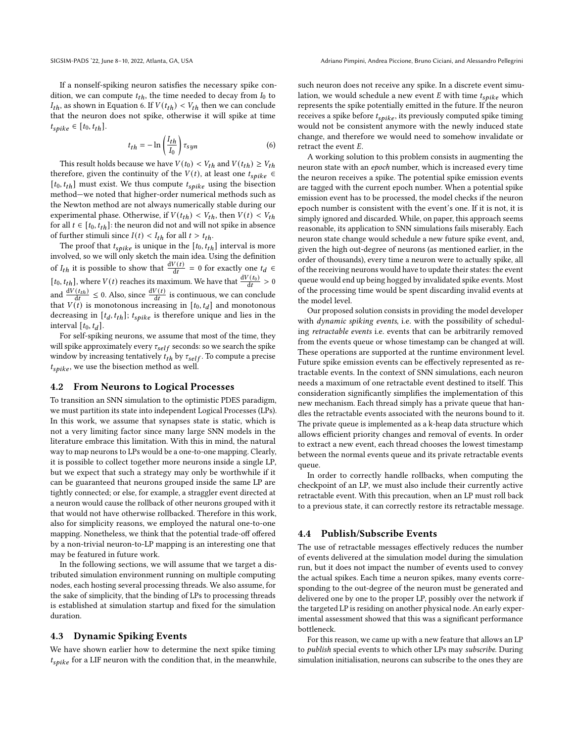If a nonself-spiking neuron satisfies the necessary spike condition, we can compute $t_{th}$, the time needed to decay from $I_0$ to $I_{th}$, as shown in Equation 6. If $V(t_{th}) < V_{th}$ then we can conclude that the neuron does not spike, otherwise it will spike at time $t_{spike} \in [t_0, t_{th}]$.

$$t_{th} = -\ln\left(\frac{I_{th}}{I_0}\right)\tau_{syn} \tag{6}$$

This result holds because we have $V(t_0) < V_{th}$ and $V(t_{th}) \geq V_{th}$ therefore, given the continuity of the $V(t)$, at least one $t_{spike} \in [t_0, t_{th}]$ must exist. We thus compute $t_{spike}$ using the bisection method—we noted that higher-order numerical methods such as the Newton method are not always numerically stable during our experimental phase. Otherwise, if $V(t_{th}) < V_{th}$, then $V(t) < V_{th}$ for all $t \in [t_0, t_{th}]$: the neuron did not and will not spike in absence of further stimuli since $I(t) < I_{th}$ for all $t > t_{th}$.

The proof that $t_{spike}$ is unique in the $[t_0, t_{th}]$ interval is more involved, so we will only sketch the main idea. Using the definition of $I_{th}$ it is possible to show that $\frac{\mathrm{d}V(t)}{\mathrm{d}t} = 0$ for exactly one $t_d \in [t_0, t_{th}]$, where $V(t)$ reaches its maximum. We have that $\frac{\mathrm{d}V(t_0)}{\mathrm{d}t} > 0$ and $\frac{\mathrm{d}V(t_{th})}{\mathrm{d}t} \leq 0$. Also, since $\frac{\mathrm{d}V(t)}{\mathrm{d}t}$ is continuous, we can conclude that $V(t)$ is monotonous increasing in $[t_0, t_d]$ and monotonous decreasing in $[t_d, t_{th}]$; $t_{spike}$ is therefore unique and lies in the interval $[t_0, t_d]$.

For self-spiking neurons, we assume that most of the time, they will spike approximately every $\tau_{self}$ seconds: so we search the spike window by increasing tentatively $t_{th}$ by $\tau_{self}$. To compute a precise $t_{spike}$, we use the bisection method as well.

## 4.2 From Neurons to Logical Processes

To transition an SNN simulation to the optimistic PDES paradigm, we must partition its state into independent Logical Processes (LPs). In this work, we assume that synapses state is static, which is not a very limiting factor since many large SNN models in the literature embrace this limitation. With this in mind, the natural way to map neurons to LPs would be a one-to-one mapping. Clearly, it is possible to collect together more neurons inside a single LP, but we expect that such a strategy may only be worthwhile if it can be guaranteed that neurons grouped inside the same LP are tightly connected; or else, for example, a straggler event directed at a neuron would cause the rollback of other neurons grouped with it that would not have otherwise rollbacked. Therefore in this work, also for simplicity reasons, we employed the natural one-to-one mapping. Nonetheless, we think that the potential trade-off offered by a non-trivial neuron-to-LP mapping is an interesting one that may be featured in future work.

In the following sections, we will assume that we target a distributed simulation environment running on multiple computing nodes, each hosting several processing threads. We also assume, for the sake of simplicity, that the binding of LPs to processing threads is established at simulation startup and fixed for the simulation duration.

## 4.3 Dynamic Spiking Events

We have shown earlier how to determine the next spike timing $t_{spike}$ for a LIF neuron with the condition that, in the meanwhile, such neuron does not receive any spike. In a discrete event simulation, we would schedule a new event $E$ with time $t_{spike}$ which represents the spike potentially emitted in the future. If the neuron receives a spike before $t_{spike}$, its previously computed spike timing would not be consistent anymore with the newly induced state change, and therefore we would need to somehow invalidate or retract the event $E$.

A working solution to this problem consists in augmenting the neuron state with an *epoch* number, which is increased every time the neuron receives a spike. The potential spike emission events are tagged with the current epoch number. When a potential spike emission event has to be processed, the model checks if the neuron epoch number is consistent with the event's one. If it is not, it is simply ignored and discarded. While, on paper, this approach seems reasonable, its application to SNN simulations fails miserably. Each neuron state change would schedule a new future spike event, and, given the high out-degree of neurons (as mentioned earlier, in the order of thousands), every time a neuron were to actually spike, all of the receiving neurons would have to update their states: the event queue would end up being hogged by invalidated spike events. Most of the processing time would be spent discarding invalid events at the model level.

Our proposed solution consists in providing the model developer with *dynamic spiking events*, i.e. with the possibility of scheduling *retractable events* i.e. events that can be arbitrarily removed from the events queue or whose timestamp can be changed at will. These operations are supported at the runtime environment level. Future spike emission events can be effectively represented as retractable events. In the context of SNN simulations, each neuron needs a maximum of one retractable event destined to itself. This consideration significantly simplifies the implementation of this new mechanism. Each thread simply has a private queue that handles the retractable events associated with the neurons bound to it. The private queue is implemented as a k-heap data structure which allows efficient priority changes and removal of events. In order to extract a new event, each thread chooses the lowest timestamp between the normal events queue and its private retractable events queue.

In order to correctly handle rollbacks, when computing the checkpoint of an LP, we must also include their currently active retractable event. With this precaution, when an LP must roll back to a previous state, it can correctly restore its retractable message.

## 4.4 Publish/Subscribe Events

The use of retractable messages effectively reduces the number of events delivered at the simulation model during the simulation run, but it does not impact the number of events used to convey the actual spikes. Each time a neuron spikes, many events corresponding to the out-degree of the neuron must be generated and delivered one by one to the proper LP, possibly over the network if the targeted LP is residing on another physical node. An early experimental assessment showed that this was a significant performance bottleneck.

For this reason, we came up with a new feature that allows an LP to *publish* special events to which other LPs may *subscribe*. During simulation initialisation, neurons can subscribe to the ones they are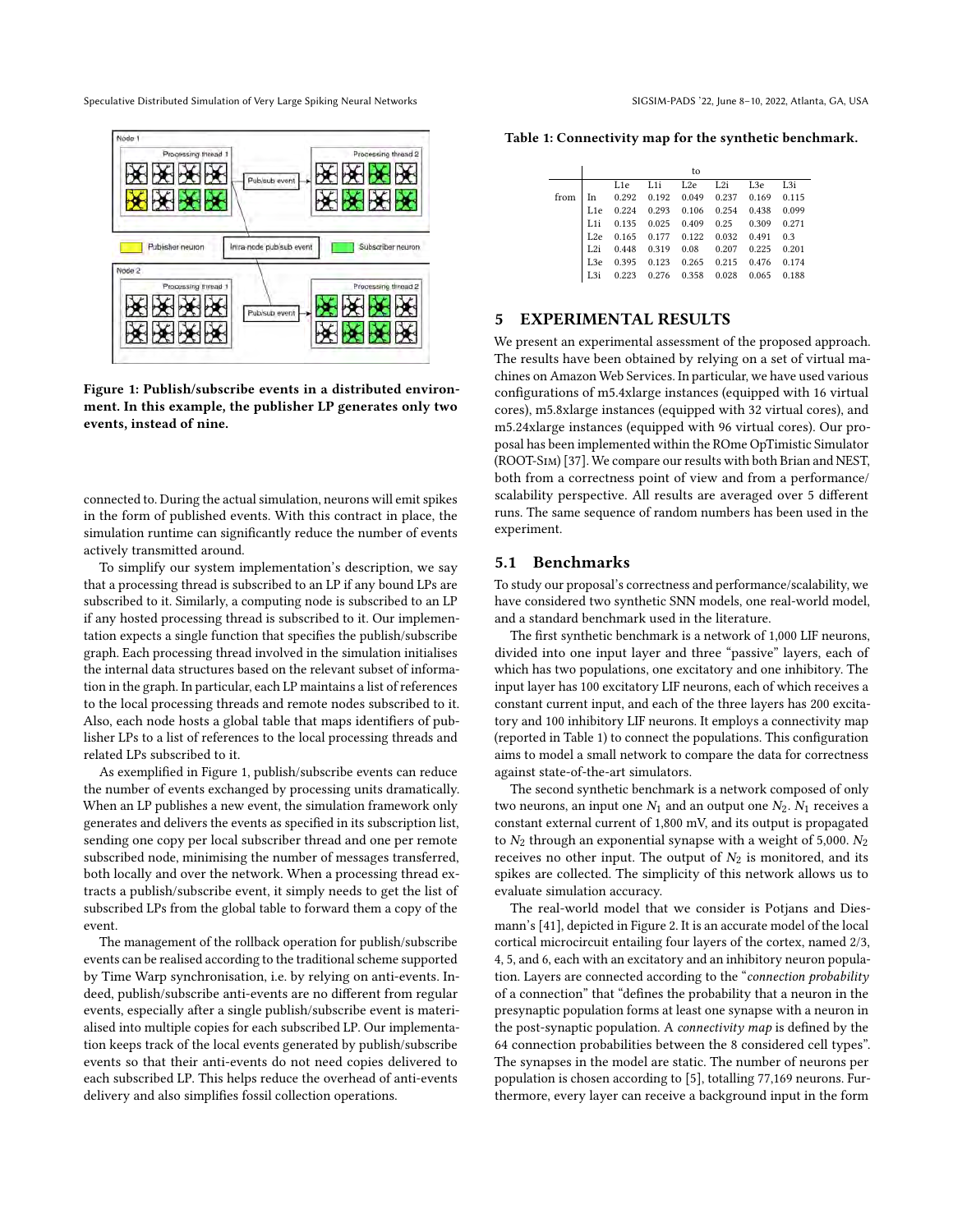Figure 1: Publish/subscribe events in a distributed environment. In this example, the publisher LP generates only two events, instead of nine.

connected to. During the actual simulation, neurons will emit spikes in the form of published events. With this contract in place, the simulation runtime can significantly reduce the number of events actively transmitted around.

To simplify our system implementation's description, we say that a processing thread is subscribed to an LP if any bound LPs are subscribed to it. Similarly, a computing node is subscribed to an LP if any hosted processing thread is subscribed to it. Our implementation expects a single function that specifies the publish/subscribe graph. Each processing thread involved in the simulation initialises the internal data structures based on the relevant subset of information in the graph. In particular, each LP maintains a list of references to the local processing threads and remote nodes subscribed to it. Also, each node hosts a global table that maps identifiers of publisher LPs to a list of references to the local processing threads and related LPs subscribed to it.

As exemplified in Figure 1, publish/subscribe events can reduce the number of events exchanged by processing units dramatically. When an LP publishes a new event, the simulation framework only generates and delivers the events as specified in its subscription list, sending one copy per local subscriber thread and one per remote subscribed node, minimising the number of messages transferred, both locally and over the network. When a processing thread extracts a publish/subscribe event, it simply needs to get the list of subscribed LPs from the global table to forward them a copy of the event.

The management of the rollback operation for publish/subscribe events can be realised according to the traditional scheme supported by Time Warp synchronisation, i.e. by relying on anti-events. Indeed, publish/subscribe anti-events are no different from regular events, especially after a single publish/subscribe event is materialised into multiple copies for each subscribed LP. Our implementation keeps track of the local events generated by publish/subscribe events so that their anti-events do not need copies delivered to each subscribed LP. This helps reduce the overhead of anti-events delivery and also simplifies fossil collection operations.

**Table 1: Connectivity map for the synthetic benchmark.**

| | | to | | | | | |
|---|---|---|---|---|---|---|---|
| | | L1e | L1i | L2e | L2i | L3e | L3i |
| from | In | 0.292 | 0.192 | 0.049 | 0.237 | 0.169 | 0.115 |
| | L1e | 0.224 | 0.293 | 0.106 | 0.254 | 0.438 | 0.099 |
| | L1i | 0.135 | 0.025 | 0.409 | 0.25 | 0.309 | 0.271 |
| | L2e | 0.165 | 0.177 | 0.122 | 0.032 | 0.491 | 0.3 |
| | L2i | 0.448 | 0.319 | 0.08 | 0.207 | 0.225 | 0.201 |
| | L3e | 0.395 | 0.123 | 0.265 | 0.215 | 0.476 | 0.174 |
| | L3i | 0.223 | 0.276 | 0.358 | 0.028 | 0.065 | 0.188 |

## 5 EXPERIMENTAL RESULTS

We present an experimental assessment of the proposed approach. The results have been obtained by relying on a set of virtual machines on Amazon Web Services. In particular, we have used various configurations of m5.4xlarge instances (equipped with 16 virtual cores), m5.8xlarge instances (equipped with 32 virtual cores), and m5.24xlarge instances (equipped with 96 virtual cores). Our proposal has been implemented within the ROme OpTimistic Simulator (ROOT-Sim) [37]. We compare our results with both Brian and NEST, both from a correctness point of view and from a performance/scalability perspective. All results are averaged over 5 different runs. The same sequence of random numbers has been used in the experiment.

### 5.1 Benchmarks

To study our proposal's correctness and performance/scalability, we have considered two synthetic SNN models, one real-world model, and a standard benchmark used in the literature.

The first synthetic benchmark is a network of 1,000 LIF neurons, divided into one input layer and three "passive" layers, each of which has two populations, one excitatory and one inhibitory. The input layer has 100 excitatory LIF neurons, each of which receives a constant current input, and each of the three layers has 200 excitatory and 100 inhibitory LIF neurons. It employs a connectivity map (reported in Table 1) to connect the populations. This configuration aims to model a small network to compare the data for correctness against state-of-the-art simulators.

The second synthetic benchmark is a network composed of only two neurons, an input one $N_1$ and an output one $N_2$. $N_1$ receives a constant external current of 1,800 mV, and its output is propagated to $N_2$ through an exponential synapse with a weight of 5,000. $N_2$ receives no other input. The output of $N_2$ is monitored, and its spikes are collected. The simplicity of this network allows us to evaluate simulation accuracy.

The real-world model that we consider is Potjans and Diesmann's [41], depicted in Figure 2. It is an accurate model of the local cortical microcircuit entailing four layers of the cortex, named 2/3, 4, 5, and 6, each with an excitatory and an inhibitory neuron population. Layers are connected according to the "*connection probability* of a connection" that "defines the probability that a neuron in the presynaptic population forms at least one synapse with a neuron in the post-synaptic population. A *connectivity map* is defined by the 64 connection probabilities between the 8 considered cell types". The synapses in the model are static. The number of neurons per population is chosen according to [5], totalling 77,169 neurons. Furthermore, every layer can receive a background input in the form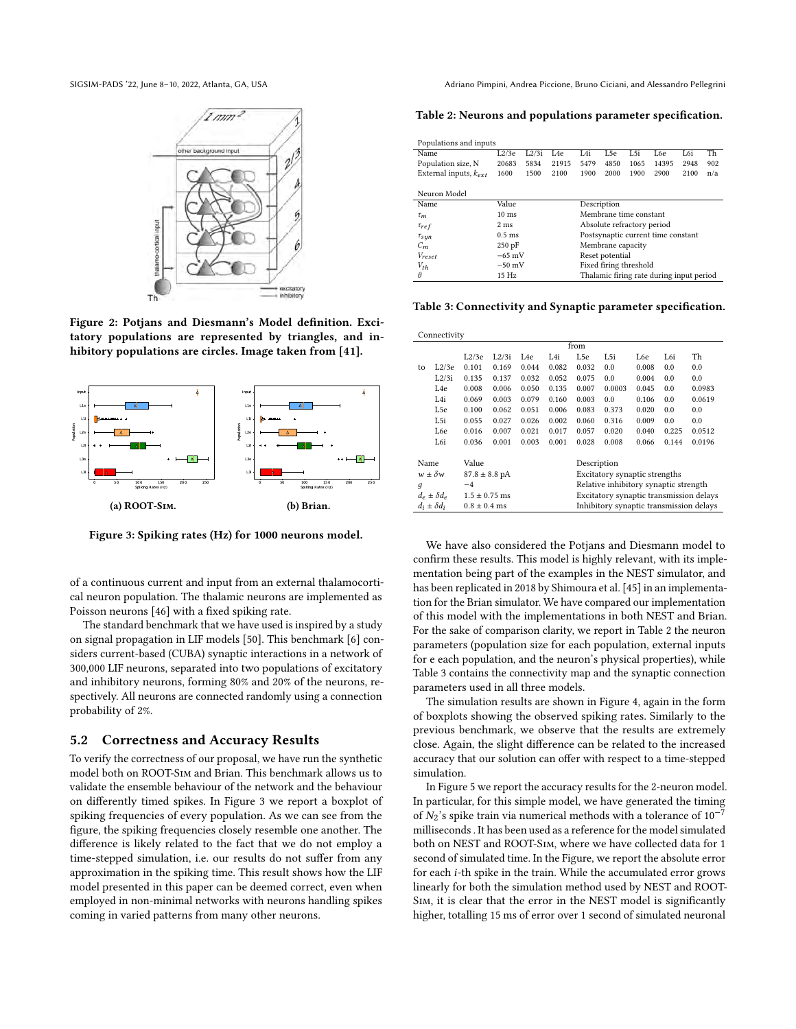Figure 2: Potjans and Diesmann's Model definition. Excitatory populations are represented by triangles, and inhibitory populations are circles. Image taken from [41].

(a) ROOT-Sim.

(b) Brian.

Figure 3: Spiking rates (Hz) for 1000 neurons model.

of a continuous current and input from an external thalamocortical neuron population. The thalamic neurons are implemented as Poisson neurons [46] with a fixed spiking rate.

The standard benchmark that we have used is inspired by a study on signal propagation in LIF models [50]. This benchmark [6] considers current-based (CUBA) synaptic interactions in a network of 300,000 LIF neurons, separated into two populations of excitatory and inhibitory neurons, forming 80% and 20% of the neurons, respectively. All neurons are connected randomly using a connection probability of 2%.

## 5.2 Correctness and Accuracy Results

To verify the correctness of our proposal, we have run the synthetic model both on ROOT-Sim and Brian. This benchmark allows us to validate the ensemble behaviour of the network and the behaviour on differently timed spikes. In Figure 3 we report a boxplot of spiking frequencies of every population. As we can see from the figure, the spiking frequencies closely resemble one another. The difference is likely related to the fact that we do not employ a time-stepped simulation, i.e. our results do not suffer from any approximation in the spiking time. This result shows how the LIF model presented in this paper can be deemed correct, even when employed in non-minimal networks with neurons handling spikes coming in varied patterns from many other neurons.

**Table 2: Neurons and populations parameter specification.**

Populations and inputs

| Name | L2/3e | L2/3i | L4e | L4i | L5e | L5i | L6e | L6i | Th |
|---|---|---|---|---|---|---|---|---|---|
| Population size, N | 20683 | 5834 | 21915 | 5479 | 4850 | 1065 | 14395 | 2948 | 902 |
| External inputs, $k_{ext}$ | 1600 | 1500 | 2100 | 1900 | 2000 | 1900 | 2900 | 2100 | n/a |

Neuron Model

| Name | Value | Description |
|---|---|---|
| $\tau_m$ | 10 ms | Membrane time constant |
| $\tau_{ref}$ | 2 ms | Absolute refractory period |
| $\tau_{syn}$ | 0.5 ms | Postsynaptic current time constant |
| $C_m$ | 250 pF | Membrane capacity |
| $V_{reset}$ | −65 mV | Reset potential |
| $V_{th}$ | −50 mV | Fixed firing threshold |
| $\theta$ | 15 Hz | Thalamic firing rate during input period |

**Table 3: Connectivity and Synaptic parameter specification.**

Connectivity

| | | from | | | | | | | | |
|---|---|---|---|---|---|---|---|---|---|---|
| | | L2/3e | L2/3i | L4e | L4i | L5e | L5i | L6e | L6i | Th |
| to | L2/3e | 0.101 | 0.169 | 0.044 | 0.082 | 0.032 | 0.0 | 0.008 | 0.0 | 0.0 |
| | L2/3i | 0.135 | 0.137 | 0.032 | 0.052 | 0.075 | 0.0 | 0.004 | 0.0 | 0.0 |
| | L4e | 0.008 | 0.006 | 0.050 | 0.135 | 0.007 | 0.0003 | 0.045 | 0.0 | 0.0983 |
| | L4i | 0.069 | 0.003 | 0.079 | 0.160 | 0.003 | 0.0 | 0.106 | 0.0 | 0.0619 |
| | L5e | 0.100 | 0.062 | 0.051 | 0.006 | 0.083 | 0.373 | 0.020 | 0.0 | 0.0 |
| | L5i | 0.055 | 0.027 | 0.026 | 0.002 | 0.060 | 0.316 | 0.009 | 0.0 | 0.0 |
| | L6e | 0.016 | 0.007 | 0.021 | 0.017 | 0.057 | 0.020 | 0.040 | 0.225 | 0.0512 |
| | L6i | 0.036 | 0.001 | 0.003 | 0.001 | 0.028 | 0.008 | 0.066 | 0.144 | 0.0196 |

| Name | Value | Description |
|---|---|---|
| $w \pm \delta w$ | $87.8 \pm 8.8$ pA | Excitatory synaptic strengths |
| $g$ | −4 | Relative inhibitory synaptic strength |
| $d_e \pm \delta d_e$ | $1.5 \pm 0.75$ ms | Excitatory synaptic transmission delays |
| $d_i \pm \delta d_i$ | $0.8 \pm 0.4$ ms | Inhibitory synaptic transmission delays |

We have also considered the Potjans and Diesmann model to confirm these results. This model is highly relevant, with its implementation being part of the examples in the NEST simulator, and has been replicated in 2018 by Shimoura et al. [45] in an implementation for the Brian simulator. We have compared our implementation of this model with the implementations in both NEST and Brian. For the sake of comparison clarity, we report in Table 2 the neuron parameters (population size for each population, external inputs for e each population, and the neuron's physical properties), while Table 3 contains the connectivity map and the synaptic connection parameters used in all three models.

The simulation results are shown in Figure 4, again in the form of boxplots showing the observed spiking rates. Similarly to the previous benchmark, we observe that the results are extremely close. Again, the slight difference can be related to the increased accuracy that our solution can offer with respect to a time-stepped simulation.

In Figure 5 we report the accuracy results for the 2-neuron model. In particular, for this simple model, we have generated the timing of $N_2$'s spike train via numerical methods with a tolerance of $10^{-7}$ milliseconds . It has been used as a reference for the model simulated both on NEST and ROOT-Sim, where we have collected data for 1 second of simulated time. In the Figure, we report the absolute error for each $i$-th spike in the train. While the accumulated error grows linearly for both the simulation method used by NEST and ROOT-Sim, it is clear that the error in the NEST model is significantly higher, totalling 15 ms of error over 1 second of simulated neuronal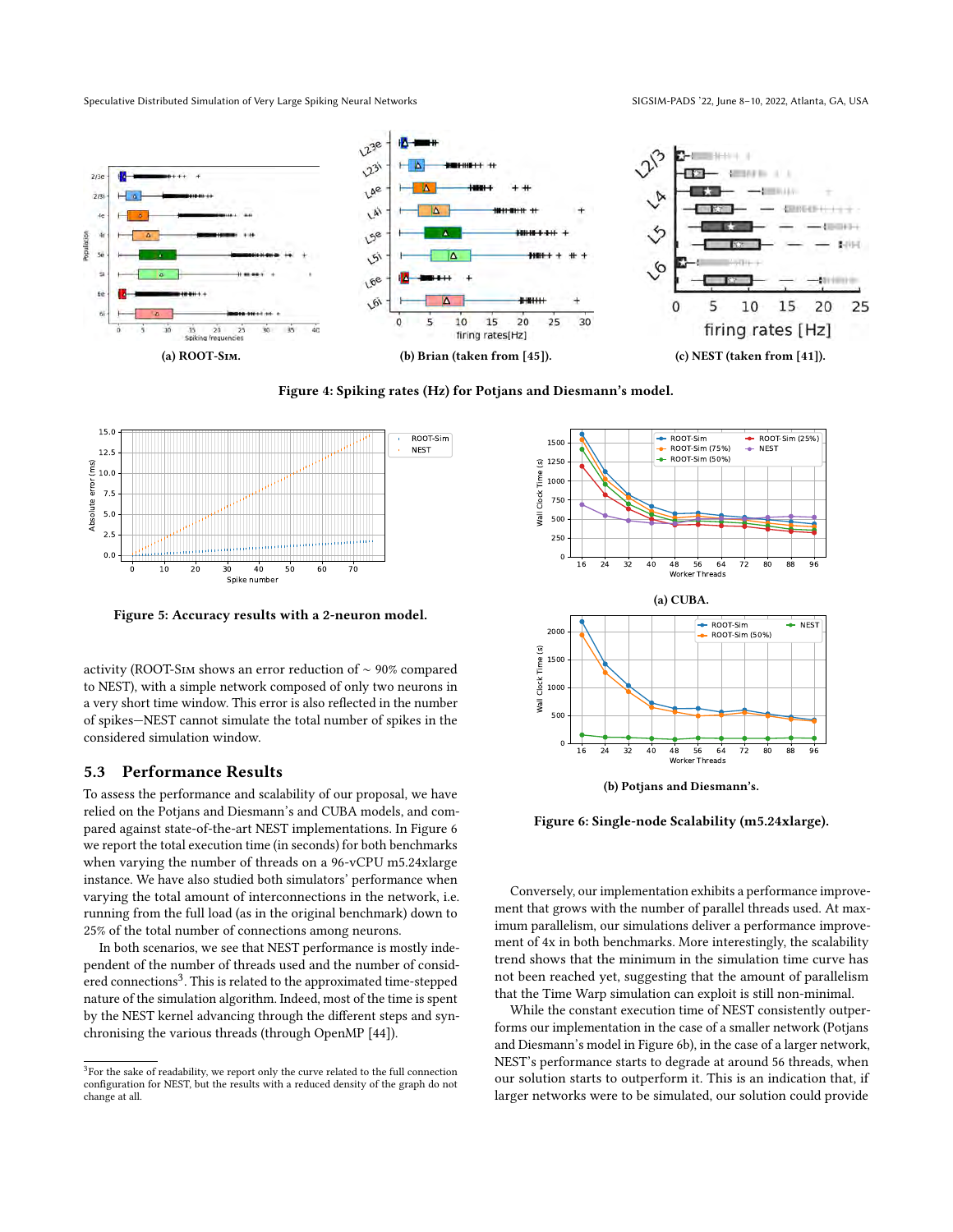(a) ROOT-Sim.

(b) Brian (taken from [45]).

(c) NEST (taken from [41]).

**Figure 4: Spiking rates (Hz) for Potjans and Diesmann's model.**

**Figure 5: Accuracy results with a 2-neuron model.**

activity (ROOT-Sim shows an error reduction of ∼ 90% compared to NEST), with a simple network composed of only two neurons in a very short time window. This error is also reflected in the number of spikes—NEST cannot simulate the total number of spikes in the considered simulation window.

## 5.3 Performance Results

To assess the performance and scalability of our proposal, we have relied on the Potjans and Diesmann's and CUBA models, and compared against state-of-the-art NEST implementations. In Figure 6 we report the total execution time (in seconds) for both benchmarks when varying the number of threads on a 96-vCPU m5.24xlarge instance. We have also studied both simulators' performance when varying the total amount of interconnections in the network, i.e. running from the full load (as in the original benchmark) down to 25% of the total number of connections among neurons.

In both scenarios, we see that NEST performance is mostly independent of the number of threads used and the number of considered connections[3]. This is related to the approximated time-stepped nature of the simulation algorithm. Indeed, most of the time is spent by the NEST kernel advancing through the different steps and synchronising the various threads (through OpenMP [44]).

[3] For the sake of readability, we report only the curve related to the full connection configuration for NEST, but the results with a reduced density of the graph do not change at all.

(a) CUBA.

(b) Potjans and Diesmann's.

**Figure 6: Single-node Scalability (m5.24xlarge).**

Conversely, our implementation exhibits a performance improvement that grows with the number of parallel threads used. At maximum parallelism, our simulations deliver a performance improvement of 4x in both benchmarks. More interestingly, the scalability trend shows that the minimum in the simulation time curve has not been reached yet, suggesting that the amount of parallelism that the Time Warp simulation can exploit is still non-minimal.

While the constant execution time of NEST consistently outperforms our implementation in the case of a smaller network (Potjans and Diesmann's model in Figure 6b), in the case of a larger network, NEST's performance starts to degrade at around 56 threads, when our solution starts to outperform it. This is an indication that, if larger networks were to be simulated, our solution could provide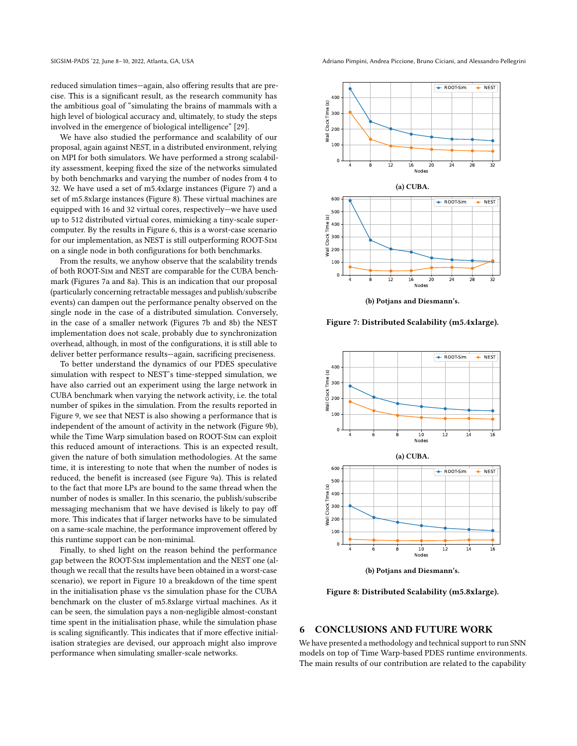reduced simulation times—again, also offering results that are precise. This is a significant result, as the research community has the ambitious goal of "simulating the brains of mammals with a high level of biological accuracy and, ultimately, to study the steps involved in the emergence of biological intelligence" [29].

We have also studied the performance and scalability of our proposal, again against NEST, in a distributed environment, relying on MPI for both simulators. We have performed a strong scalability assessment, keeping fixed the size of the networks simulated by both benchmarks and varying the number of nodes from 4 to 32. We have used a set of m5.4xlarge instances (Figure 7) and a set of m5.8xlarge instances (Figure 8). These virtual machines are equipped with 16 and 32 virtual cores, respectively—we have used up to 512 distributed virtual cores, mimicking a tiny-scale supercomputer. By the results in Figure 6, this is a worst-case scenario for our implementation, as NEST is still outperforming ROOT-Sim on a single node in both configurations for both benchmarks.

From the results, we anyhow observe that the scalability trends of both ROOT-Sim and NEST are comparable for the CUBA benchmark (Figures 7a and 8a). This is an indication that our proposal (particularly concerning retractable messages and publish/subscribe events) can dampen out the performance penalty observed on the single node in the case of a distributed simulation. Conversely, in the case of a smaller network (Figures 7b and 8b) the NEST implementation does not scale, probably due to synchronization overhead, although, in most of the configurations, it is still able to deliver better performance results—again, sacrificing preciseness.

To better understand the dynamics of our PDES speculative simulation with respect to NEST's time-stepped simulation, we have also carried out an experiment using the large network in CUBA benchmark when varying the network activity, i.e. the total number of spikes in the simulation. From the results reported in Figure 9, we see that NEST is also showing a performance that is independent of the amount of activity in the network (Figure 9b), while the Time Warp simulation based on ROOT-Sim can exploit this reduced amount of interactions. This is an expected result, given the nature of both simulation methodologies. At the same time, it is interesting to note that when the number of nodes is reduced, the benefit is increased (see Figure 9a). This is related to the fact that more LPs are bound to the same thread when the number of nodes is smaller. In this scenario, the publish/subscribe messaging mechanism that we have devised is likely to pay off more. This indicates that if larger networks have to be simulated on a same-scale machine, the performance improvement offered by this runtime support can be non-minimal.

Finally, to shed light on the reason behind the performance gap between the ROOT-Sim implementation and the NEST one (although we recall that the results have been obtained in a worst-case scenario), we report in Figure 10 a breakdown of the time spent in the initialisation phase vs the simulation phase for the CUBA benchmark on the cluster of m5.8xlarge virtual machines. As it can be seen, the simulation pays a non-negligible almost-constant time spent in the initialisation phase, while the simulation phase is scaling significantly. This indicates that if more effective initialisation strategies are devised, our approach might also improve performance when simulating smaller-scale networks.

**(a) CUBA.**

**(b) Potjans and Diesmann's.**

**Figure 7: Distributed Scalability (m5.4xlarge).**

**(a) CUBA.**

**(b) Potjans and Diesmann's.**

**Figure 8: Distributed Scalability (m5.8xlarge).**

## 6 CONCLUSIONS AND FUTURE WORK

We have presented a methodology and technical support to run SNN models on top of Time Warp-based PDES runtime environments. The main results of our contribution are related to the capability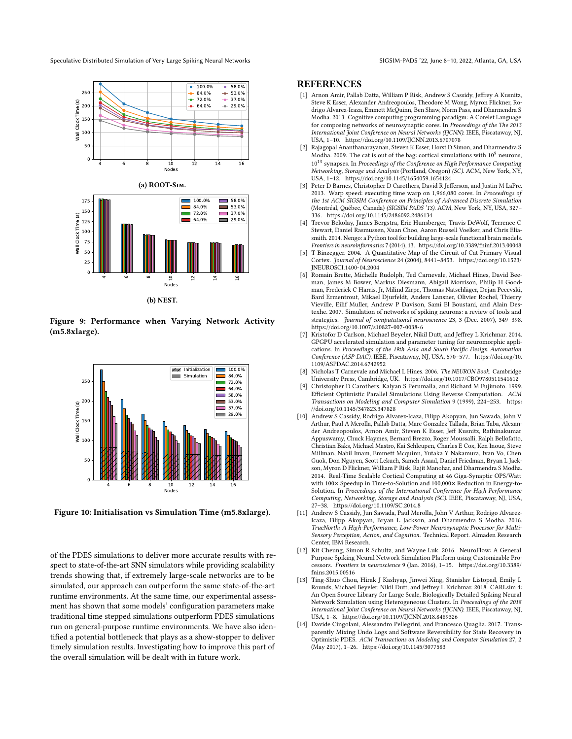(a) ROOT-Sim.

(b) NEST.

**Figure 9: Performance when Varying Network Activity (m5.8xlarge).**

**Figure 10: Initialisation vs Simulation Time (m5.8xlarge).**

of the PDES simulations to deliver more accurate results with respect to state-of-the-art SNN simulators while providing scalability trends showing that, if extremely large-scale networks are to be simulated, our approach can outperform the same state-of-the-art runtime environments. At the same time, our experimental assessment has shown that some models' configuration parameters make traditional time stepped simulations outperform PDES simulations run on general-purpose runtime environments. We have also identified a potential bottleneck that plays as a show-stopper to deliver timely simulation results. Investigating how to improve this part of the overall simulation will be dealt with in future work.

## REFERENCES

[1] Arnon Amir, Pallab Datta, William P Risk, Andrew S Cassidy, Jeffrey A Kusnitz, Steve K Esser, Alexander Andreopoulos, Theodore M Wong, Myron Flickner, Rodrigo Alvarez-Icaza, Emmett McQuinn, Ben Shaw, Norm Pass, and Dharmendra S Modha. 2013. Cognitive computing programming paradigm: A Corelet Language for composing networks of neurosynaptic cores. In *Proceedings of the The 2013 International Joint Conference on Neural Networks (IJCNN)*. IEEE, Piscataway, NJ, USA, 1–10. https://doi.org/10.1109/IJCNN.2013.6707078

[2] Rajagopal Ananthanarayanan, Steven K Esser, Horst D Simon, and Dharmendra S Modha. 2009. The cat is out of the bag: cortical simulations with $10^9$ neurons, $10^{13}$ synapses. In *Proceedings of the Conference on High Performance Computing Networking, Storage and Analysis (SC)*. ACM, New York, NY, USA, 1–12. https://doi.org/10.1145/1654059.1654124

[3] Peter D Barnes, Christopher D Carothers, David R Jefferson, and Justin M LaPre. 2013. Warp speed: executing time warp on 1,966,080 cores. In *Proceedings of the 1st ACM SIGSIM Conference on Principles of Advanced Discrete Simulation* (Montréal, Québec, Canada) *(SIGSIM PADS '13)*. ACM, New York, NY, USA, 327–336. https://doi.org/10.1145/2486092.2486134

[4] Trevor Bekolay, James Bergstra, Eric Hunsberger, Travis DeWolf, Terrence C Stewart, Daniel Rasmussen, Xuan Choo, Aaron Russell Voelker, and Chris Eliasmith. 2014. Nengo: a Python tool for building large-scale functional brain models. *Frontiers in neuroinformatics* 7 (2014), 13. https://doi.org/10.3389/fninf.2013.00048

[5] T Binzegger. 2004. A Quantitative Map of the Circuit of Cat Primary Visual Cortex. *Journal of Neuroscience* 24 (2004), 8441–8453. https://doi.org/10.1523/JNEUROSCI.1400-04.2004

[6] Romain Brette, Michelle Rudolph, Ted Carnevale, Michael Hines, David Beeman, James M Bower, Markus Diesmann, Abigail Morrison, Philip H Goodman, Frederick C Harris, Jr, Milind Zirpe, Thomas Natschläger, Dejan Pecevski, Bard Ermentrout, Mikael Djurfeldt, Anders Lansner, Olivier Rochel, Thierry Vieville, Eilif Muller, Andrew P Davison, Sami El Boustani, and Alain Destexhe. 2007. Simulation of networks of spiking neurons: a review of tools and strategies. *Journal of computational neuroscience* 23, 3 (Dec. 2007), 349–398. https://doi.org/10.1007/s10827-007-0038-6

[7] Kristofor D Carlson, Michael Beyeler, Nikil Dutt, and Jeffrey L Krichmar. 2014. GPGPU accelerated simulation and parameter tuning for neuromorphic applications. In *Proceedings of the 19th Asia and South Pacific Design Automation Conference (ASP-DAC)*. IEEE, Piscataway, NJ, USA, 570–577. https://doi.org/10.1109/ASPDAC.2014.6742952

[8] Nicholas T Carnevale and Michael L Hines. 2006. *The NEURON Book*. Cambridge University Press, Cambridge, UK. https://doi.org/10.1017/CBO9780511541612

[9] Christopher D Carothers, Kalyan S Perumalla, and Richard M Fujimoto. 1999. Efficient Optimistic Parallel Simulations Using Reverse Computation. *ACM Transactions on Modeling and Computer Simulation* 9 (1999), 224–253. https://doi.org/10.1145/347823.347828

[10] Andrew S Cassidy, Rodrigo Alvarez-Icaza, Filipp Akopyan, Jun Sawada, John V Arthur, Paul A Merolla, Pallab Datta, Marc Gonzalez Tallada, Brian Taba, Alexander Andreopoulos, Arnon Amir, Steven K Esser, Jeff Kusnitz, Rathinakumar Appuswamy, Chuck Haymes, Bernard Brezzo, Roger Moussalli, Ralph Bellofatto, Christian Baks, Michael Mastro, Kai Schleupen, Charles E Cox, Ken Inoue, Steve Millman, Nabil Imam, Emmett Mcquinn, Yutaka Y Nakamura, Ivan Vo, Chen Guok, Don Nguyen, Scott Lekuch, Sameh Asaad, Daniel Friedman, Bryan L Jackson, Myron D Flickner, William P Risk, Rajit Manohar, and Dharmendra S Modha. 2014. Real-Time Scalable Cortical Computing at 46 Giga-Synaptic OPS/Watt with 100× Speedup in Time-to-Solution and 100,000× Reduction in Energy-to-Solution. In *Proceedings of the International Conference for High Performance Computing, Networking, Storage and Analysis (SC)*. IEEE, Piscataway, NJ, USA, 27–38. https://doi.org/10.1109/SC.2014.8

[11] Andrew S Cassidy, Jun Sawada, Paul Merolla, John V Arthur, Rodrigo Alvarez-Icaza, Filipp Akopyan, Bryan L Jackson, and Dharmendra S Modha. 2016. *TrueNorth: A High-Performance, Low-Power Neurosynaptic Processor for Multi-Sensory Perception, Action, and Cognition.* Technical Report. Almaden Research Center, IBM Research.

[12] Kit Cheung, Simon R Schultz, and Wayne Luk. 2016. NeuroFlow: A General Purpose Spiking Neural Network Simulation Platform using Customizable Processors. *Frontiers in neuroscience* 9 (Jan. 2016), 1–15. https://doi.org/10.3389/fnins.2015.00516

[13] Ting-Shuo Chou, Hirak J Kashyap, Jinwei Xing, Stanislav Listopad, Emily L Rounds, Michael Beyeler, Nikil Dutt, and Jeffrey L Krichmar. 2018. CARLsim 4: An Open Source Library for Large Scale, Biologically Detailed Spiking Neural Network Simulation using Heterogeneous Clusters. In *Proceedings of the 2018 International Joint Conference on Neural Networks (IJCNN)*. IEEE, Piscataway, NJ, USA, 1–8. https://doi.org/10.1109/IJCNN.2018.8489326

[14] Davide Cingolani, Alessandro Pellegrini, and Francesco Quaglia. 2017. Transparently Mixing Undo Logs and Software Reversibility for State Recovery in Optimistic PDES. *ACM Transactions on Modeling and Computer Simulation* 27, 2 (May 2017), 1–26. https://doi.org/10.1145/3077583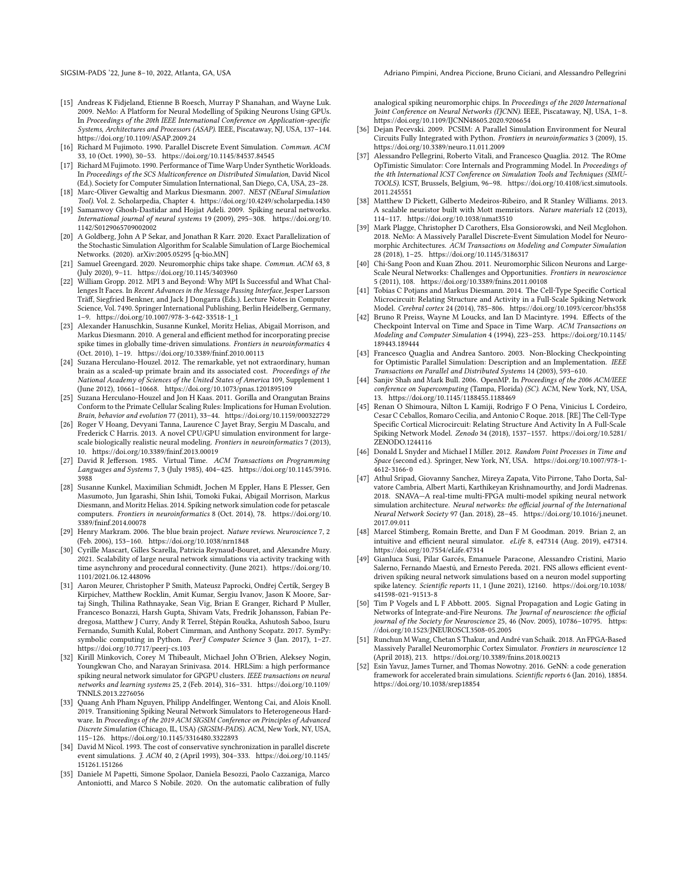- [15] Andreas K Fidjeland, Etienne B Roesch, Murray P Shanahan, and Wayne Luk. 2009. NeMo: A Platform for Neural Modelling of Spiking Neurons Using GPUs. In *Proceedings of the 20th IEEE International Conference on Application-specific Systems, Architectures and Processors (ASAP)*. IEEE, Piscataway, NJ, USA, 137–144. https://doi.org/10.1109/ASAP.2009.24
- [16] Richard M Fujimoto. 1990. Parallel Discrete Event Simulation. *Commun. ACM* 33, 10 (Oct. 1990), 30–53. https://doi.org/10.1145/84537.84545
- [17] Richard M Fujimoto. 1990. Performance of Time Warp Under Synthetic Workloads. In *Proceedings of the SCS Multiconference on Distributed Simulation*, David Nicol (Ed.). Society for Computer Simulation International, San Diego, CA, USA, 23–28.
- [18] Marc-Oliver Gewaltig and Markus Diesmann. 2007. *NEST (NEural Simulation Tool)*. Vol. 2. Scholarpedia, Chapter 4. https://doi.org/10.4249/scholarpedia.1430
- [19] Samanwoy Ghosh-Dastidar and Hojjat Adeli. 2009. Spiking neural networks. *International journal of neural systems* 19 (2009), 295–308. https://doi.org/10.1142/S0129065709002002
- [20] A Goldberg, John A P Sekar, and Jonathan R Karr. 2020. Exact Parallelization of the Stochastic Simulation Algorithm for Scalable Simulation of Large Biochemical Networks. (2020). arXiv:2005.05295 [q-bio.MN]
- [21] Samuel Greengard. 2020. Neuromorphic chips take shape. *Commun. ACM* 63, 8 (July 2020), 9–11. https://doi.org/10.1145/3403960
- [22] William Gropp. 2012. MPI 3 and Beyond: Why MPI Is Successful and What Challenges It Faces. In *Recent Advances in the Message Passing Interface*, Jesper Larsson Träff, Siegfried Benkner, and Jack J Dongarra (Eds.). Lecture Notes in Computer Science, Vol. 7490. Springer International Publishing, Berlin Heidelberg, Germany, 1–9. https://doi.org/10.1007/978-3-642-33518-1_1
- [23] Alexander Hanuschkin, Susanne Kunkel, Moritz Helias, Abigail Morrison, and Markus Diesmann. 2010. A general and efficient method for incorporating precise spike times in globally time-driven simulations. *Frontiers in neuroinformatics* 4 (Oct. 2010), 1–19. https://doi.org/10.3389/fninf.2010.00113
- [24] Suzana Herculano-Houzel. 2012. The remarkable, yet not extraordinary, human brain as a scaled-up primate brain and its associated cost. *Proceedings of the National Academy of Sciences of the United States of America* 109, Supplement 1 (June 2012), 10661–10668. https://doi.org/10.1073/pnas.1201895109
- [25] Suzana Herculano-Houzel and Jon H Kaas. 2011. Gorilla and Orangutan Brains Conform to the Primate Cellular Scaling Rules: Implications for Human Evolution. *Brain, behavior and evolution* 77 (2011), 33–44. https://doi.org/10.1159/000322729
- [26] Roger V Hoang, Devyani Tanna, Laurence C Jayet Bray, Sergiu M Dascalu, and Frederick C Harris. 2013. A novel CPU/GPU simulation environment for large-scale biologically realistic neural modeling. *Frontiers in neuroinformatics* 7 (2013), 10. https://doi.org/10.3389/fninf.2013.00019
- [27] David R Jefferson. 1985. Virtual Time. *ACM Transactions on Programming Languages and Systems* 7, 3 (July 1985), 404–425. https://doi.org/10.1145/3916.3988
- [28] Susanne Kunkel, Maximilian Schmidt, Jochen M Eppler, Hans E Plesser, Gen Masumoto, Jun Igarashi, Shin Ishii, Tomoki Fukai, Abigail Morrison, Markus Diesmann, and Moritz Helias. 2014. Spiking network simulation code for petascale computers. *Frontiers in neuroinformatics* 8 (Oct. 2014), 78. https://doi.org/10.3389/fninf.2014.00078
- [29] Henry Markram. 2006. The blue brain project. *Nature reviews. Neuroscience* 7, 2 (Feb. 2006), 153–160. https://doi.org/10.1038/nrn1848
- [30] Cyrille Mascart, Gilles Scarella, Patricia Reynaud-Bouret, and Alexandre Muzy. 2021. Scalability of large neural network simulations via activity tracking with time asynchrony and procedural connectivity. (June 2021). https://doi.org/10.1101/2021.06.12.448096
- [31] Aaron Meurer, Christopher P Smith, Mateusz Paprocki, Ondřej Čertík, Sergey B Kirpichev, Matthew Rocklin, Amit Kumar, Sergiu Ivanov, Jason K Moore, Sartaj Singh, Thilina Rathnayake, Sean Vig, Brian E Granger, Richard P Muller, Francesco Bonazzi, Harsh Gupta, Shivam Vats, Fredrik Johansson, Fabian Pedregosa, Matthew J Curry, Andy R Terrel, Štěpán Roučka, Ashutosh Saboo, Isuru Fernando, Sumith Kulal, Robert Cimrman, and Anthony Scopatz. 2017. SymPy: symbolic computing in Python. *PeerJ Computer Science* 3 (Jan. 2017), 1–27. https://doi.org/10.7717/peerj-cs.103
- [32] Kirill Minkovich, Corey M Thibeault, Michael John O'Brien, Aleksey Nogin, Youngkwan Cho, and Narayan Srinivasa. 2014. HRLSim: a high performance spiking neural network simulator for GPGPU clusters. *IEEE transactions on neural networks and learning systems* 25, 2 (Feb. 2014), 316–331. https://doi.org/10.1109/TNNLS.2013.2276056
- [33] Quang Anh Pham Nguyen, Philipp Andelfinger, Wentong Cai, and Alois Knoll. 2019. Transitioning Spiking Neural Network Simulators to Heterogeneous Hardware. In *Proceedings of the 2019 ACM SIGSIM Conference on Principles of Advanced Discrete Simulation* (Chicago, IL, USA) *(SIGSIM-PADS)*. ACM, New York, NY, USA, 115–126. https://doi.org/10.1145/3316480.3322893
- [34] David M Nicol. 1993. The cost of conservative synchronization in parallel discrete event simulations. *J. ACM* 40, 2 (April 1993), 304–333. https://doi.org/10.1145/151261.151266
- [35] Daniele M Papetti, Simone Spolaor, Daniela Besozzi, Paolo Cazzaniga, Marco Antoniotti, and Marco S Nobile. 2020. On the automatic calibration of fully analogical spiking neuromorphic chips. In *Proceedings of the 2020 International Joint Conference on Neural Networks (IJCNN)*. IEEE, Piscataway, NJ, USA, 1–8. https://doi.org/10.1109/IJCNN48605.2020.9206654
- [36] Dejan Pecevski. 2009. PCSIM: A Parallel Simulation Environment for Neural Circuits Fully Integrated with Python. *Frontiers in neuroinformatics* 3 (2009), 15. https://doi.org/10.3389/neuro.11.011.2009
- [37] Alessandro Pellegrini, Roberto Vitali, and Francesco Quaglia. 2012. The ROme OpTimistic Simulator: Core Internals and Programming Model. In *Proceedings of the 4th International ICST Conference on Simulation Tools and Techniques (SIMUTOOLS)*. ICST, Brussels, Belgium, 96–98. https://doi.org/10.4108/icst.simutools.2011.245551
- [38] Matthew D Pickett, Gilberto Medeiros-Ribeiro, and R Stanley Williams. 2013. A scalable neuristor built with Mott memristors. *Nature materials* 12 (2013), 114–117. https://doi.org/10.1038/nmat3510
- [39] Mark Plagge, Christopher D Carothers, Elsa Gonsiorowski, and Neil Mcglohon. 2018. NeMo: A Massively Parallel Discrete-Event Simulation Model for Neuromorphic Architectures. *ACM Transactions on Modeling and Computer Simulation* 28 (2018), 1–25. https://doi.org/10.1145/3186317
- [40] Chi-Sang Poon and Kuan Zhou. 2011. Neuromorphic Silicon Neurons and Large-Scale Neural Networks: Challenges and Opportunities. *Frontiers in neuroscience* 5 (2011), 108. https://doi.org/10.3389/fnins.2011.00108
- [41] Tobias C Potjans and Markus Diesmann. 2014. The Cell-Type Specific Cortical Microcircuit: Relating Structure and Activity in a Full-Scale Spiking Network Model. *Cerebral cortex* 24 (2014), 785–806. https://doi.org/10.1093/cercor/bhs358
- [42] Bruno R Preiss, Wayne M Loucks, and Ian D Macintyre. 1994. Effects of the Checkpoint Interval on Time and Space in Time Warp. *ACM Transactions on Modeling and Computer Simulation* 4 (1994), 223–253. https://doi.org/10.1145/189443.189444
- [43] Francesco Quaglia and Andrea Santoro. 2003. Non-Blocking Checkpointing for Optimistic Parallel Simulation: Description and an Implementation. *IEEE Transactions on Parallel and Distributed Systems* 14 (2003), 593–610.
- [44] Sanjiv Shah and Mark Bull. 2006. OpenMP. In *Proceedings of the 2006 ACM/IEEE conference on Supercomputing* (Tampa, Florida) *(SC)*. ACM, New York, NY, USA, 13. https://doi.org/10.1145/1188455.1188469
- [45] Renan O Shimoura, Nilton L Kamiji, Rodrigo F O Pena, Vinicius L Cordeiro, Cesar C Ceballos, Romaro Cecilia, and Antonio C Roque. 2018. [RE] The Cell-Type Specific Cortical Microcircuit: Relating Structure And Activity In A Full-Scale Spiking Network Model. *Zenodo* 34 (2018), 1537–1557. https://doi.org/10.5281/ZENODO.1244116
- [46] Donald L Snyder and Michael I Miller. 2012. *Random Point Processes in Time and Space* (second ed.). Springer, New York, NY, USA. https://doi.org/10.1007/978-1-4612-3166-0
- [47] Athul Sripad, Giovanny Sanchez, Mireya Zapata, Vito Pirrone, Taho Dorta, Salvatore Cambria, Albert Marti, Karthikeyan Krishnamourthy, and Jordi Madrenas. 2018. SNAVA—A real-time multi-FPGA multi-model spiking neural network simulation architecture. *Neural networks: the official journal of the International Neural Network Society* 97 (Jan. 2018), 28–45. https://doi.org/10.1016/j.neunet.2017.09.011
- [48] Marcel Stimberg, Romain Brette, and Dan F M Goodman. 2019. Brian 2, an intuitive and efficient neural simulator. *eLife* 8, e47314 (Aug. 2019), e47314. https://doi.org/10.7554/eLife.47314
- [49] Gianluca Susi, Pilar Garcés, Emanuele Paracone, Alessandro Cristini, Mario Salerno, Fernando Maestú, and Ernesto Pereda. 2021. FNS allows efficient event-driven spiking neural network simulations based on a neuron model supporting spike latency. *Scientific reports* 11, 1 (June 2021), 12160. https://doi.org/10.1038/s41598-021-91513-8
- [50] Tim P Vogels and L F Abbott. 2005. Signal Propagation and Logic Gating in Networks of Integrate-and-Fire Neurons. *The Journal of neuroscience: the official journal of the Society for Neuroscience* 25, 46 (Nov. 2005), 10786–10795. https://doi.org/10.1523/JNEUROSCI.3508-05.2005
- [51] Runchun M Wang, Chetan S Thakur, and André van Schaik. 2018. An FPGA-Based Massively Parallel Neuromorphic Cortex Simulator. *Frontiers in neuroscience* 12 (April 2018), 213. https://doi.org/10.3389/fnins.2018.00213
- [52] Esin Yavuz, James Turner, and Thomas Nowotny. 2016. GeNN: a code generation framework for accelerated brain simulations. *Scientific reports* 6 (Jan. 2016), 18854. https://doi.org/10.1038/srep18854